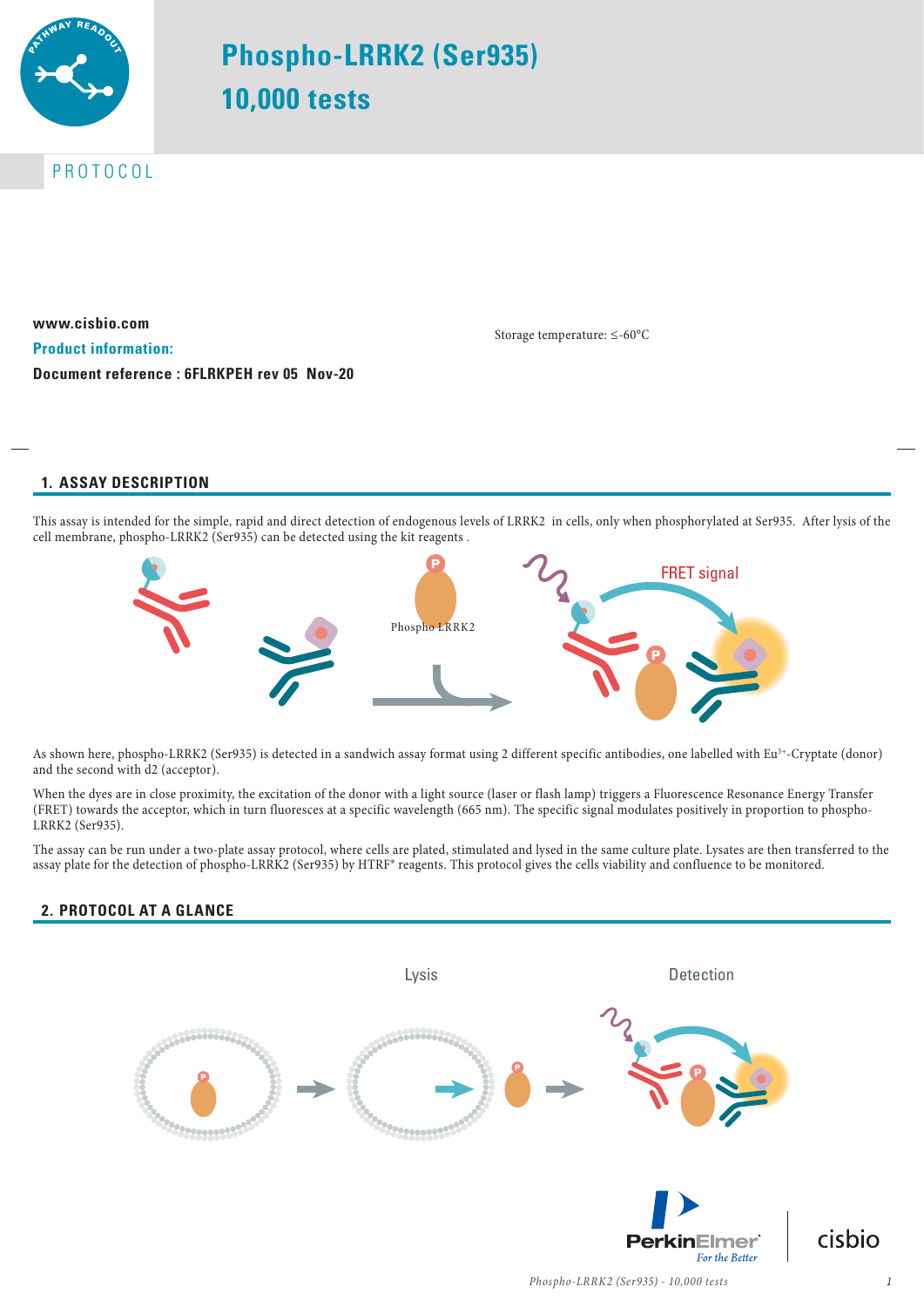# Phospho-LRRK2 (Ser935)
# 10,000 tests

PROTOCOL

**www.cisbio.com**

**Product information:**

**Document reference : 6FLRKPEH rev 05 Nov-20**

Storage temperature: ≤-60°C

## 1. ASSAY DESCRIPTION

This assay is intended for the simple, rapid and direct detection of endogenous levels of LRRK2 in cells, only when phosphorylated at Ser935. After lysis of the cell membrane, phospho-LRRK2 (Ser935) can be detected using the kit reagents .

Phospho LRRK2

FRET signal

As shown here, phospho-LRRK2 (Ser935) is detected in a sandwich assay format using 2 different specific antibodies, one labelled with $Eu^{3+}$-Cryptate (donor) and the second with d2 (acceptor).

When the dyes are in close proximity, the excitation of the donor with a light source (laser or flash lamp) triggers a Fluorescence Resonance Energy Transfer (FRET) towards the acceptor, which in turn fluoresces at a specific wavelength (665 nm). The specific signal modulates positively in proportion to phospho-LRRK2 (Ser935).

The assay can be run under a two-plate assay protocol, where cells are plated, stimulated and lysed in the same culture plate. Lysates are then transferred to the assay plate for the detection of phospho-LRRK2 (Ser935) by HTRF® reagents. This protocol gives the cells viability and confluence to be monitored.

## 2. PROTOCOL AT A GLANCE

Lysis

Detection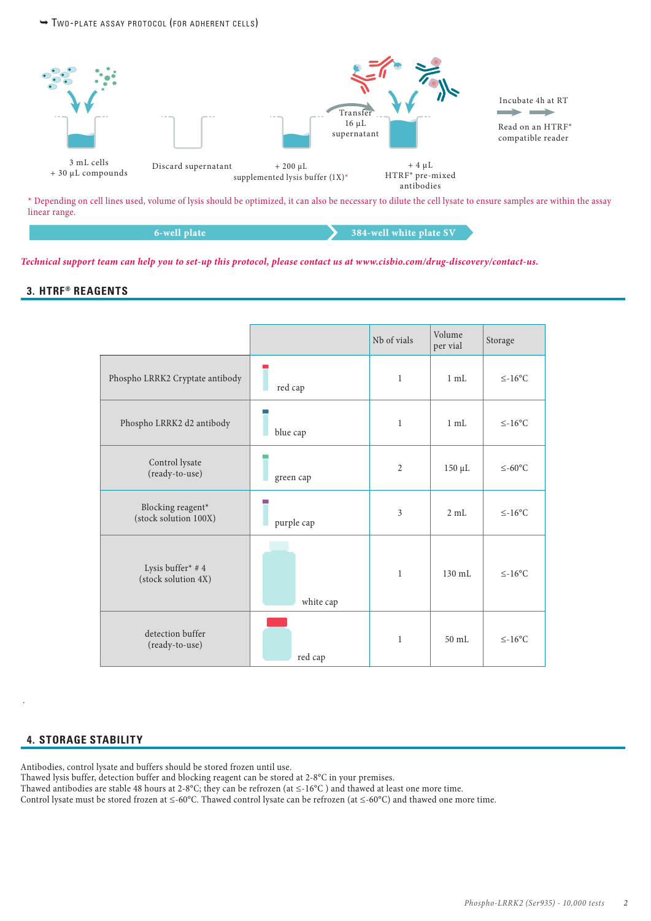➥ Two-plate assay protocol (for adherent cells)

3 mL cells
+ 30 µL compounds

Discard supernatant

+ 200 µL
supplemented lysis buffer (1X)*

Transfer
16 µL
supernatant

+ 4 µL
HTRF® pre-mixed
antibodies

Incubate 4h at RT

Read on an HTRF®
compatible reader

\* Depending on cell lines used, volume of lysis should be optimized, it can also be necessary to dilute the cell lysate to ensure samples are within the assay linear range.

6-well plate

384-well white plate SV

***Technical support team can help you to set-up this protocol, please contact us at www.cisbio.com/drug-discovery/contact-us.***

## 3. HTRF® REAGENTS

| | | Nb of vials | Volume per vial | Storage |
|---|---|---|---|---|
| Phospho LRRK2 Cryptate antibody | red cap | 1 | 1 mL | ≤-16°C |
| Phospho LRRK2 d2 antibody | blue cap | 1 | 1 mL | ≤-16°C |
| Control lysate (ready-to-use) | green cap | 2 | 150 µL | ≤-60°C |
| Blocking reagent* (stock solution 100X) | purple cap | 3 | 2 mL | ≤-16°C |
| Lysis buffer* # 4 (stock solution 4X) | white cap | 1 | 130 mL | ≤-16°C |
| detection buffer (ready-to-use) | red cap | 1 | 50 mL | ≤-16°C |

## 4. STORAGE STABILITY

Antibodies, control lysate and buffers should be stored frozen until use.
Thawed lysis buffer, detection buffer and blocking reagent can be stored at 2-8°C in your premises.
Thawed antibodies are stable 48 hours at 2-8°C; they can be refrozen (at ≤-16°C ) and thawed at least one more time.
Control lysate must be stored frozen at ≤-60°C. Thawed control lysate can be refrozen (at ≤-60°C) and thawed one more time.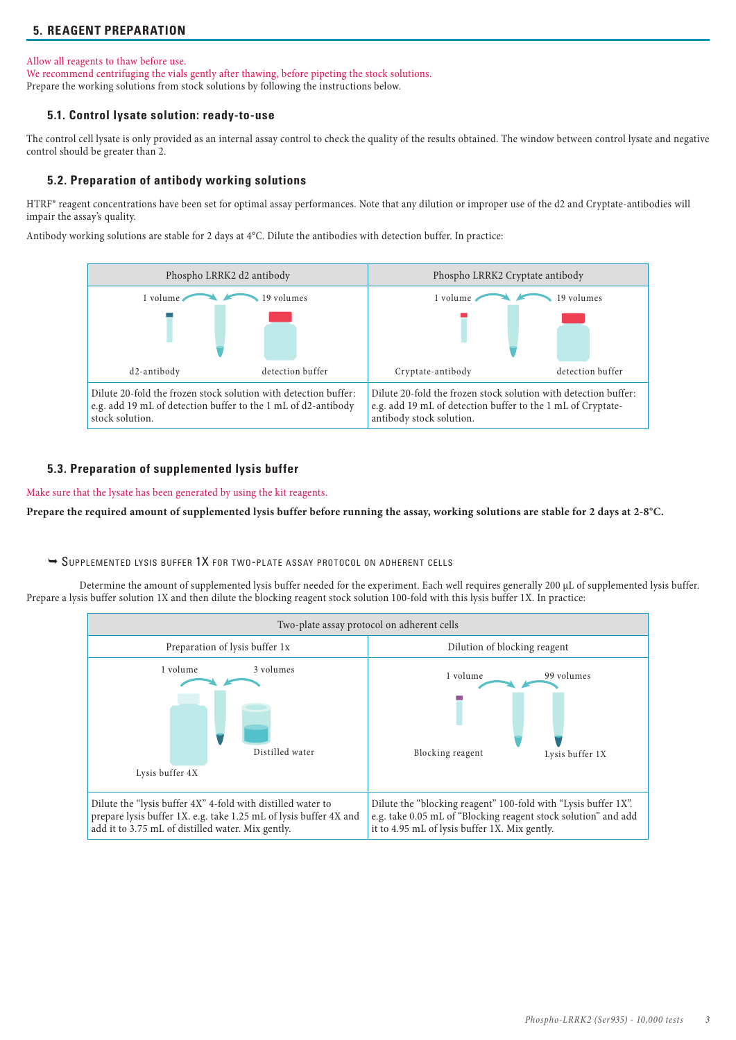## 5. REAGENT PREPARATION

Allow all reagents to thaw before use.
We recommend centrifuging the vials gently after thawing, before pipeting the stock solutions.
Prepare the working solutions from stock solutions by following the instructions below.

### 5.1. Control lysate solution: ready-to-use

The control cell lysate is only provided as an internal assay control to check the quality of the results obtained. The window between control lysate and negative control should be greater than 2.

### 5.2. Preparation of antibody working solutions

HTRF® reagent concentrations have been set for optimal assay performances. Note that any dilution or improper use of the d2 and Cryptate-antibodies will impair the assay's quality.

Antibody working solutions are stable for 2 days at 4°C. Dilute the antibodies with detection buffer. In practice:

| Phospho LRRK2 d2 antibody | Phospho LRRK2 Cryptate antibody |
|---|---|
| 1 volume d2-antibody + 19 volumes detection buffer | 1 volume Cryptate-antibody + 19 volumes detection buffer |
| Dilute 20-fold the frozen stock solution with detection buffer: e.g. add 19 mL of detection buffer to the 1 mL of d2-antibody stock solution. | Dilute 20-fold the frozen stock solution with detection buffer: e.g. add 19 mL of detection buffer to the 1 mL of Cryptate-antibody stock solution. |

### 5.3. Preparation of supplemented lysis buffer

Make sure that the lysate has been generated by using the kit reagents.

**Prepare the required amount of supplemented lysis buffer before running the assay, working solutions are stable for 2 days at 2-8°C.**

➥ SUPPLEMENTED LYSIS BUFFER 1X FOR TWO-PLATE ASSAY PROTOCOL ON ADHERENT CELLS

Determine the amount of supplemented lysis buffer needed for the experiment. Each well requires generally 200 µL of supplemented lysis buffer. Prepare a lysis buffer solution 1X and then dilute the blocking reagent stock solution 100-fold with this lysis buffer 1X. In practice:

| Two-plate assay protocol on adherent cells | |
|---|---|
| Preparation of lysis buffer 1x | Dilution of blocking reagent |
| 1 volume Lysis buffer 4X + 3 volumes Distilled water | 1 volume Blocking reagent + 99 volumes Lysis buffer 1X |
| Dilute the "lysis buffer 4X" 4-fold with distilled water to prepare lysis buffer 1X. e.g. take 1.25 mL of lysis buffer 4X and add it to 3.75 mL of distilled water. Mix gently. | Dilute the "blocking reagent" 100-fold with "Lysis buffer 1X". e.g. take 0.05 mL of "Blocking reagent stock solution" and add it to 4.95 mL of lysis buffer 1X. Mix gently. |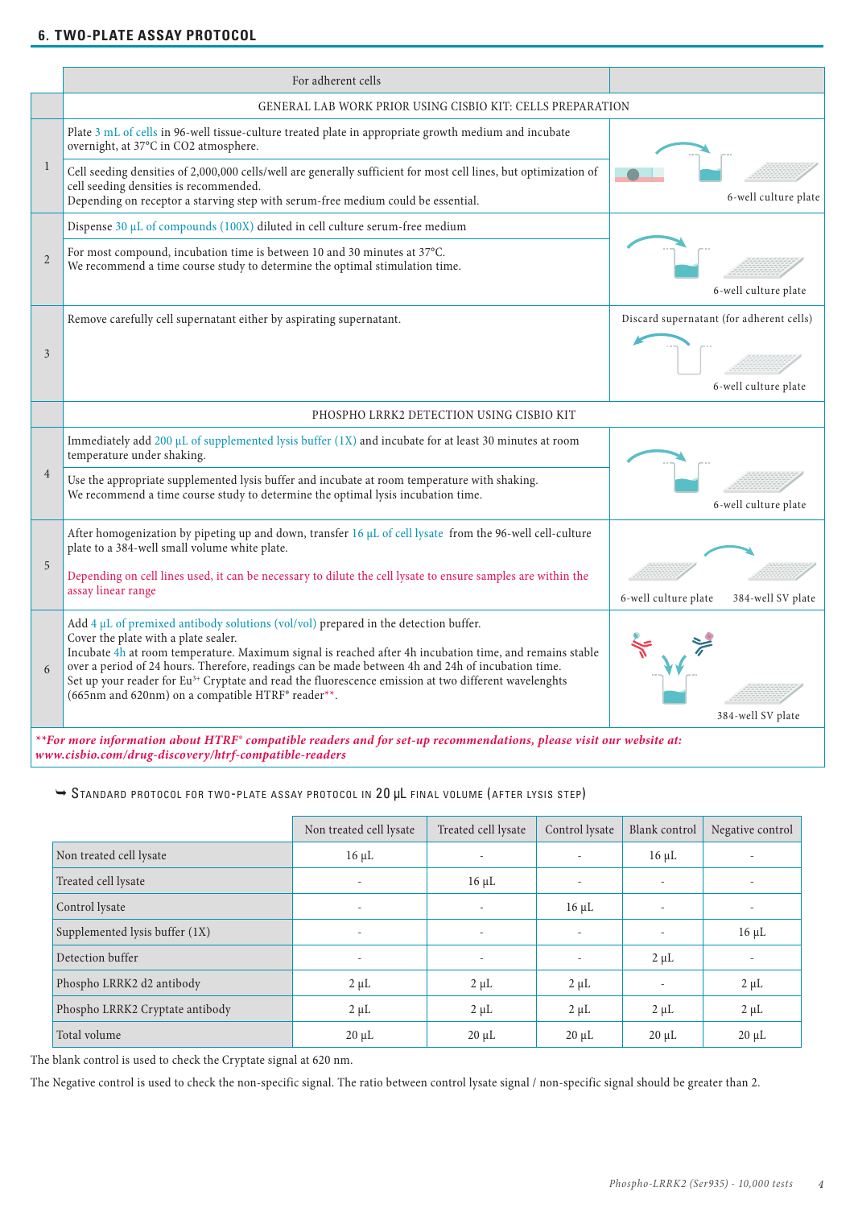## 6. TWO-PLATE ASSAY PROTOCOL

| | For adherent cells | |
|---|---|---|
| | GENERAL LAB WORK PRIOR USING CISBIO KIT: CELLS PREPARATION | |
| 1 | Plate 3 mL of cells in 96-well tissue-culture treated plate in appropriate growth medium and incubate overnight, at 37°C in CO2 atmosphere.<br>Cell seeding densities of 2,000,000 cells/well are generally sufficient for most cell lines, but optimization of cell seeding densities is recommended.<br>Depending on receptor a starving step with serum-free medium could be essential. | 6-well culture plate |
| 2 | Dispense 30 µL of compounds (100X) diluted in cell culture serum-free medium<br>For most compound, incubation time is between 10 and 30 minutes at 37°C.<br>We recommend a time course study to determine the optimal stimulation time. | 6-well culture plate |
| 3 | Remove carefully cell supernatant either by aspirating supernatant. | Discard supernatant (for adherent cells)<br>6-well culture plate |
| | PHOSPHO LRRK2 DETECTION USING CISBIO KIT | |
| 4 | Immediately add 200 µL of supplemented lysis buffer (1X) and incubate for at least 30 minutes at room temperature under shaking.<br>Use the appropriate supplemented lysis buffer and incubate at room temperature with shaking.<br>We recommend a time course study to determine the optimal lysis incubation time. | 6-well culture plate |
| 5 | After homogenization by pipeting up and down, transfer 16 µL of cell lysate from the 96-well cell-culture plate to a 384-well small volume white plate.<br>Depending on cell lines used, it can be necessary to dilute the cell lysate to ensure samples are within the assay linear range | 6-well culture plate<br>384-well SV plate |
| 6 | Add 4 µL of premixed antibody solutions (vol/vol) prepared in the detection buffer.<br>Cover the plate with a plate sealer.<br>Incubate 4h at room temperature. Maximum signal is reached after 4h incubation time, and remains stable over a period of 24 hours. Therefore, readings can be made between 4h and 24h of incubation time.<br>Set up your reader for $Eu^{3+}$ Cryptate and read the fluorescence emission at two different wavelenghts (665nm and 620nm) on a compatible HTRF® reader**. | 384-well SV plate |

***For more information about HTRF® compatible readers and for set-up recommendations, please visit our website at: www.cisbio.com/drug-discovery/htrf-compatible-readers***

➥ STANDARD PROTOCOL FOR TWO-PLATE ASSAY PROTOCOL IN 20 µL FINAL VOLUME (AFTER LYSIS STEP)

| | Non treated cell lysate | Treated cell lysate | Control lysate | Blank control | Negative control |
|---|---|---|---|---|---|
| Non treated cell lysate | 16 µL | - | - | 16 µL | - |
| Treated cell lysate | - | 16 µL | - | - | - |
| Control lysate | - | - | 16 µL | - | - |
| Supplemented lysis buffer (1X) | - | - | - | - | 16 µL |
| Detection buffer | - | - | - | 2 µL | - |
| Phospho LRRK2 d2 antibody | 2 µL | 2 µL | 2 µL | - | 2 µL |
| Phospho LRRK2 Cryptate antibody | 2 µL | 2 µL | 2 µL | 2 µL | 2 µL |
| Total volume | 20 µL | 20 µL | 20 µL | 20 µL | 20 µL |

The blank control is used to check the Cryptate signal at 620 nm.

The Negative control is used to check the non-specific signal. The ratio between control lysate signal / non-specific signal should be greater than 2.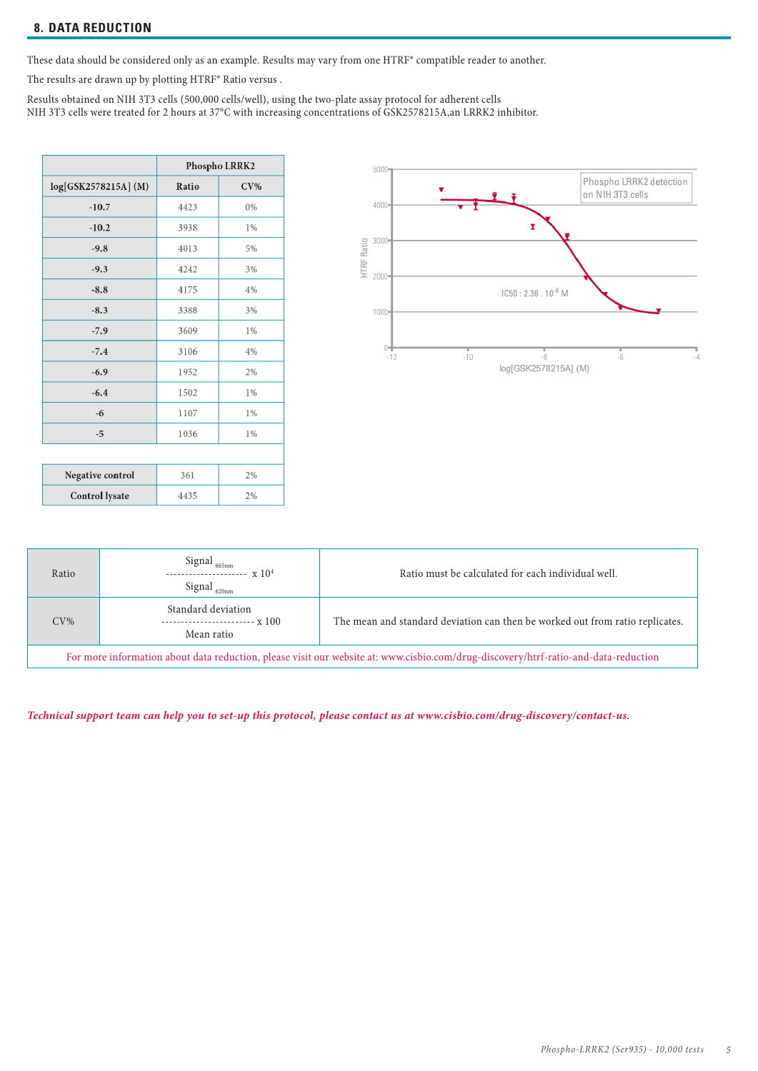## 8. DATA REDUCTION

These data should be considered only as an example. Results may vary from one HTRF® compatible reader to another.

The results are drawn up by plotting HTRF® Ratio versus .

Results obtained on NIH 3T3 cells (500,000 cells/well), using the two-plate assay protocol for adherent cells
NIH 3T3 cells were treated for 2 hours at 37°C with increasing concentrations of GSK2578215A,an LRRK2 inhibitor.

| | Phospho LRRK2 | |
|---|---|---|
| **log[GSK2578215A] (M)** | **Ratio** | **CV%** |
| **-10.7** | 4423 | 0% |
| **-10.2** | 3938 | 1% |
| **-9.8** | 4013 | 5% |
| **-9.3** | 4242 | 3% |
| **-8.8** | 4175 | 4% |
| **-8.3** | 3388 | 3% |
| **-7.9** | 3609 | 1% |
| **-7.4** | 3106 | 4% |
| **-6.9** | 1952 | 2% |
| **-6.4** | 1502 | 1% |
| **-6** | 1107 | 1% |
| **-5** | 1036 | 1% |
| | | |
| **Negative control** | 361 | 2% |
| **Control lysate** | 4435 | 2% |

Phospho LRRK2 detection on NIH 3T3 cells

IC50 : 2.36 . $10^{-8}$ M

HTRF Ratio

0
1000
2000
3000
4000
5000

-12
-10
-8
-6
-4

log[GSK2578215A] (M)

| | | |
|---|---|---|
| Ratio | $\dfrac{\text{Signal}_{665nm}}{\text{Signal}_{620nm}} \times 10^4$ | Ratio must be calculated for each individual well. |
| CV% | $\dfrac{\text{Standard deviation}}{\text{Mean ratio}} \times 100$ | The mean and standard deviation can then be worked out from ratio replicates. |
| For more information about data reduction, please visit our website at: www.cisbio.com/drug-discovery/htrf-ratio-and-data-reduction | | |

***Technical support team can help you to set-up this protocol, please contact us at www.cisbio.com/drug-discovery/contact-us.***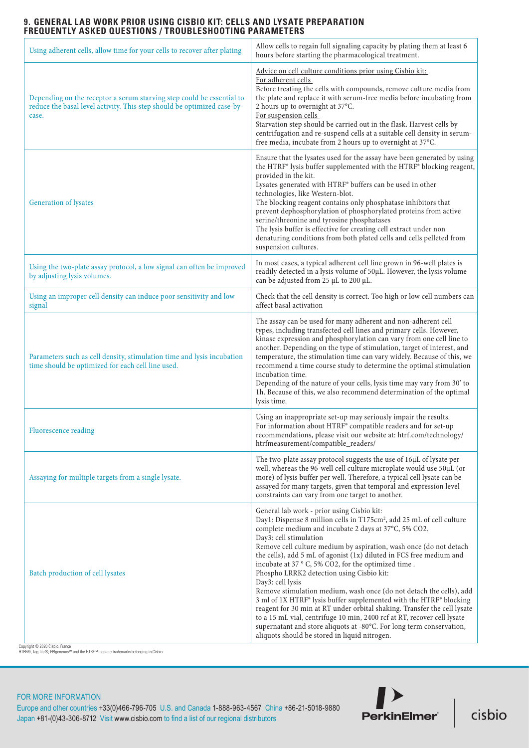## 9. GENERAL LAB WORK PRIOR USING CISBIO KIT: CELLS AND LYSATE PREPARATION FREQUENTLY ASKED QUESTIONS / TROUBLESHOOTING PARAMETERS

| | |
|---|---|
| Using adherent cells, allow time for your cells to recover after plating | Allow cells to regain full signaling capacity by plating them at least 6 hours before starting the pharmacological treatment. |
| Depending on the receptor a serum starving step could be essential to reduce the basal level activity. This step should be optimized case-by-case. | Advice on cell culture conditions prior using Cisbio kit:<br>For adherent cells<br>Before treating the cells with compounds, remove culture media from the plate and replace it with serum-free media before incubating from 2 hours up to overnight at 37°C.<br>For suspension cells<br>Starvation step should be carried out in the flask. Harvest cells by centrifugation and re-suspend cells at a suitable cell density in serum-free media, incubate from 2 hours up to overnight at 37°C. |
| Generation of lysates | Ensure that the lysates used for the assay have been generated by using the HTRF® lysis buffer supplemented with the HTRF® blocking reagent, provided in the kit.<br>Lysates generated with HTRF® buffers can be used in other technologies, like Western-blot.<br>The blocking reagent contains only phosphatase inhibitors that prevent dephosphorylation of phosphorylated proteins from active serine/threonine and tyrosine phosphatases<br>The lysis buffer is effective for creating cell extract under non denaturing conditions from both plated cells and cells pelleted from suspension cultures. |
| Using the two-plate assay protocol, a low signal can often be improved by adjusting lysis volumes. | In most cases, a typical adherent cell line grown in 96-well plates is readily detected in a lysis volume of 50µL. However, the lysis volume can be adjusted from 25 µL to 200 µL. |
| Using an improper cell density can induce poor sensitivity and low signal | Check that the cell density is correct. Too high or low cell numbers can affect basal activation |
| Parameters such as cell density, stimulation time and lysis incubation time should be optimized for each cell line used. | The assay can be used for many adherent and non-adherent cell types, including transfected cell lines and primary cells. However, kinase expression and phosphorylation can vary from one cell line to another. Depending on the type of stimulation, target of interest, and temperature, the stimulation time can vary widely. Because of this, we recommend a time course study to determine the optimal stimulation incubation time.<br>Depending of the nature of your cells, lysis time may vary from 30' to 1h. Because of this, we also recommend determination of the optimal lysis time. |
| Fluorescence reading | Using an inappropriate set-up may seriously impair the results.<br>For information about HTRF® compatible readers and for set-up recommendations, please visit our website at: htrf.com/technology/htrfmeasurement/compatible_readers/ |
| Assaying for multiple targets from a single lysate. | The two-plate assay protocol suggests the use of 16µL of lysate per well, whereas the 96-well cell culture microplate would use 50µL (or more) of lysis buffer per well. Therefore, a typical cell lysate can be assayed for many targets, given that temporal and expression level constraints can vary from one target to another. |
| Batch production of cell lysates | General lab work - prior using Cisbio kit:<br>Day1: Dispense 8 million cells in T175cm², add 25 mL of cell culture complete medium and incubate 2 days at 37°C, 5% $CO_2$.<br>Day3: cell stimulation<br>Remove cell culture medium by aspiration, wash once (do not detach the cells), add 5 mL of agonist (1x) diluted in FCS free medium and incubate at 37 ° C, 5% $CO_2$, for the optimized time .<br>Phospho LRRK2 detection using Cisbio kit:<br>Day3: cell lysis<br>Remove stimulation medium, wash once (do not detach the cells), add 3 ml of 1X HTRF® lysis buffer supplemented with the HTRF® blocking reagent for 30 min at RT under orbital shaking. Transfer the cell lysate to a 15 mL vial, centrifuge 10 min, 2400 rcf at RT, recover cell lysate supernatant and store aliquots at -80°C. For long term conservation, aliquots should be stored in liquid nitrogen. |

Copyright © 2020 Cisbio, France
HTRF®, Tag-lite®, EPIgeneous™ and the HTRF™ logo are trademarks belonging to Cisbio.

FOR MORE INFORMATION
Europe and other countries +33(0)466-796-705 U.S. and Canada 1-888-963-4567 China +86-21-5018-9880
Japan +81-(0)43-306-8712 Visit www.cisbio.com to find a list of our regional distributors

PerkinElmer | cisbio